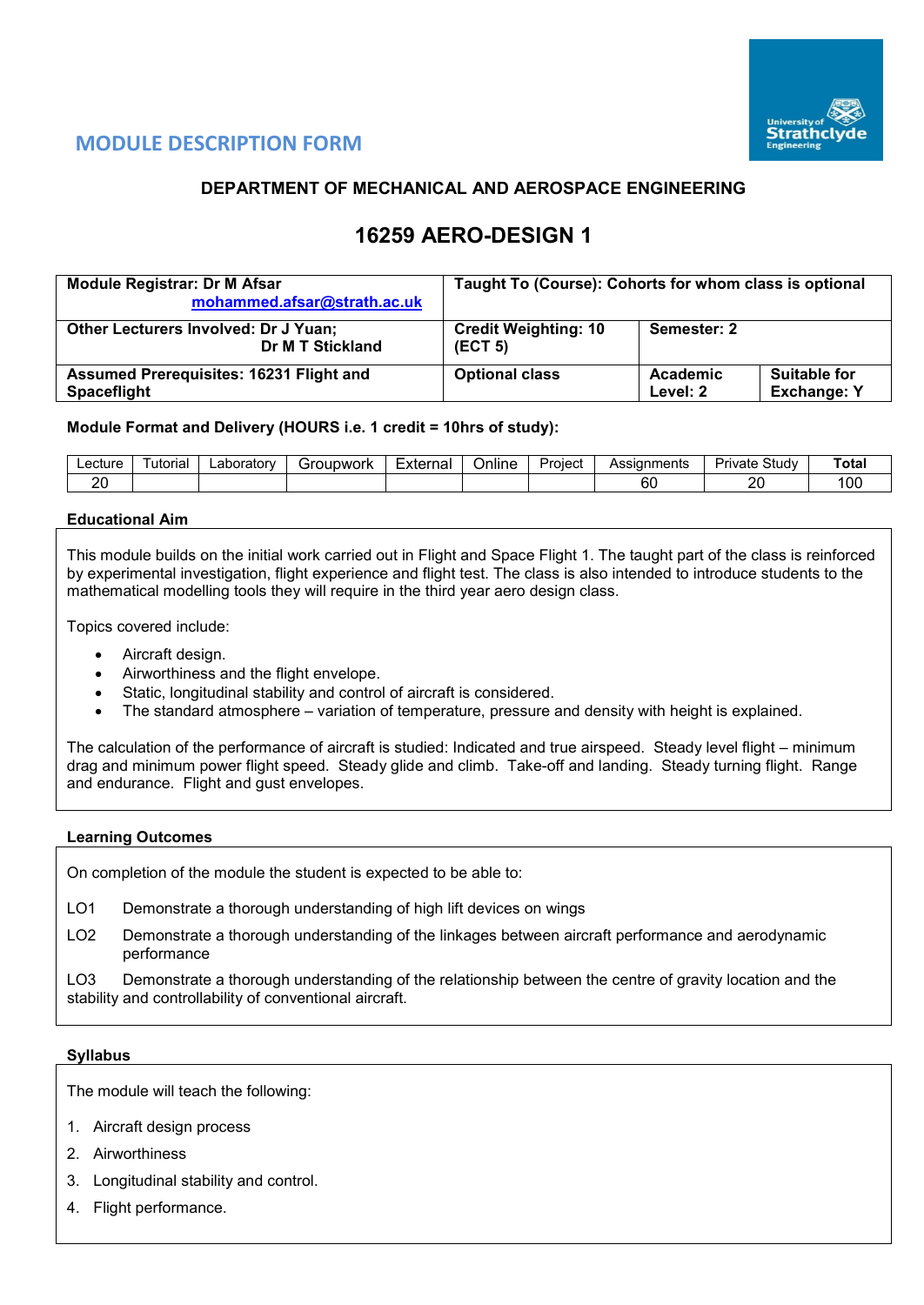# MODULE DESCRIPTION FORM

## DEPARTMENT OF MECHANICAL AND AEROSPACE ENGINEERING

# 16259 AERO-DESIGN 1

| **Module Registrar: Dr M Afsar** [mohammed.afsar@strath.ac.uk](mailto:mohammed.afsar@strath.ac.uk) | **Taught To (Course): Cohorts for whom class is optional** | | |
|---|---|---|---|
| **Other Lecturers Involved: Dr J Yuan; Dr M T Stickland** | **Credit Weighting: 10 (ECT 5)** | **Semester: 2** | |
| **Assumed Prerequisites: 16231 Flight and Spaceflight** | **Optional class** | **Academic Level: 2** | **Suitable for Exchange: Y** |

**Module Format and Delivery (HOURS i.e. 1 credit = 10hrs of study):**

| Lecture | Tutorial | Laboratory | Groupwork | External | Online | Project | Assignments | Private Study | **Total** |
|---|---|---|---|---|---|---|---|---|---|
| 20 | | | | | | | 60 | 20 | 100 |

### Educational Aim

This module builds on the initial work carried out in Flight and Space Flight 1. The taught part of the class is reinforced by experimental investigation, flight experience and flight test. The class is also intended to introduce students to the mathematical modelling tools they will require in the third year aero design class.

Topics covered include:

- Aircraft design.
- Airworthiness and the flight envelope.
- Static, longitudinal stability and control of aircraft is considered.
- The standard atmosphere – variation of temperature, pressure and density with height is explained.

The calculation of the performance of aircraft is studied: Indicated and true airspeed. Steady level flight – minimum drag and minimum power flight speed. Steady glide and climb. Take-off and landing. Steady turning flight. Range and endurance. Flight and gust envelopes.

### Learning Outcomes

On completion of the module the student is expected to be able to:

LO1 Demonstrate a thorough understanding of high lift devices on wings

LO2 Demonstrate a thorough understanding of the linkages between aircraft performance and aerodynamic performance

LO3 Demonstrate a thorough understanding of the relationship between the centre of gravity location and the stability and controllability of conventional aircraft.

### Syllabus

The module will teach the following:

1. Aircraft design process
2. Airworthiness
3. Longitudinal stability and control.
4. Flight performance.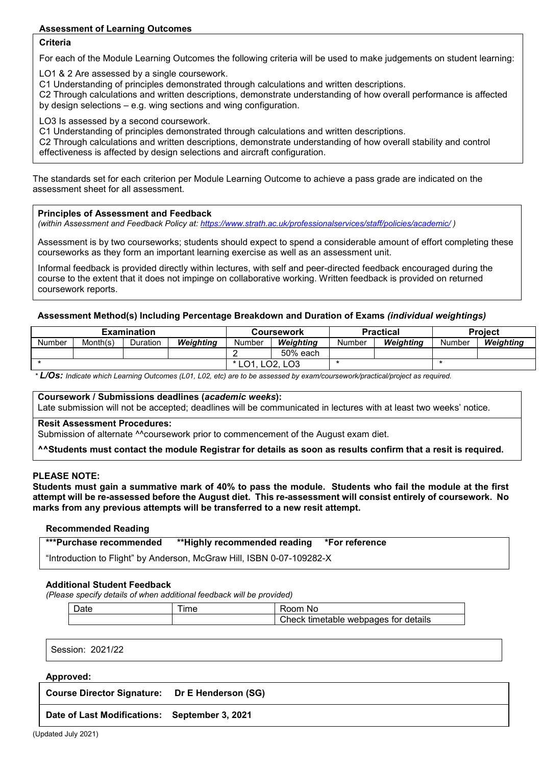**Assessment of Learning Outcomes**

**Criteria**

For each of the Module Learning Outcomes the following criteria will be used to make judgements on student learning:

LO1 & 2 Are assessed by a single coursework.
C1 Understanding of principles demonstrated through calculations and written descriptions.
C2 Through calculations and written descriptions, demonstrate understanding of how overall performance is affected by design selections – e.g. wing sections and wing configuration.

LO3 Is assessed by a second coursework.
C1 Understanding of principles demonstrated through calculations and written descriptions.
C2 Through calculations and written descriptions, demonstrate understanding of how overall stability and control effectiveness is affected by design selections and aircraft configuration.

The standards set for each criterion per Module Learning Outcome to achieve a pass grade are indicated on the assessment sheet for all assessment.

**Principles of Assessment and Feedback**
*(within Assessment and Feedback Policy at: https://www.strath.ac.uk/professionalservices/staff/policies/academic/ )*

Assessment is by two courseworks; students should expect to spend a considerable amount of effort completing these courseworks as they form an important learning exercise as well as an assessment unit.

Informal feedback is provided directly within lectures, with self and peer-directed feedback encouraged during the course to the extent that it does not impinge on collaborative working. Written feedback is provided on returned coursework reports.

**Assessment Method(s) Including Percentage Breakdown and Duration of Exams** ***(individual weightings)***

| Examination | | | | Coursework | | Practical | | Project | |
|---|---|---|---|---|---|---|---|---|---|
| Number | Month(s) | Duration | ***Weighting*** | Number | ***Weighting*** | Number | ***Weighting*** | Number | ***Weighting*** |
| | | | | 2 | 50% each | | | | |
| * | | | | * LO1, LO2, LO3 | | * | | * | |

*\* **L/Os:** Indicate which Learning Outcomes (L01, L02, etc) are to be assessed by exam/coursework/practical/project as required.*

**Coursework / Submissions deadlines (*academic weeks*):**
Late submission will not be accepted; deadlines will be communicated in lectures with at least two weeks' notice.

**Resit Assessment Procedures:**
Submission of alternate ^^coursework prior to commencement of the August exam diet.

**^^Students must contact the module Registrar for details as soon as results confirm that a resit is required.**

**PLEASE NOTE:**
**Students must gain a summative mark of 40% to pass the module. Students who fail the module at the first attempt will be re-assessed before the August diet. This re-assessment will consist entirely of coursework. No marks from any previous attempts will be transferred to a new resit attempt.**

**Recommended Reading**

**\*\*\*Purchase recommended  \*\*Highly recommended reading  \*For reference**

"Introduction to Flight" by Anderson, McGraw Hill, ISBN 0-07-109282-X

**Additional Student Feedback**
*(Please specify details of when additional feedback will be provided)*

| Date | Time | Room No |
|---|---|---|
| | | Check timetable webpages for details |

Session: 2021/22

**Approved:**

**Course Director Signature: Dr E Henderson (SG)**

**Date of Last Modifications: September 3, 2021**

(Updated July 2021)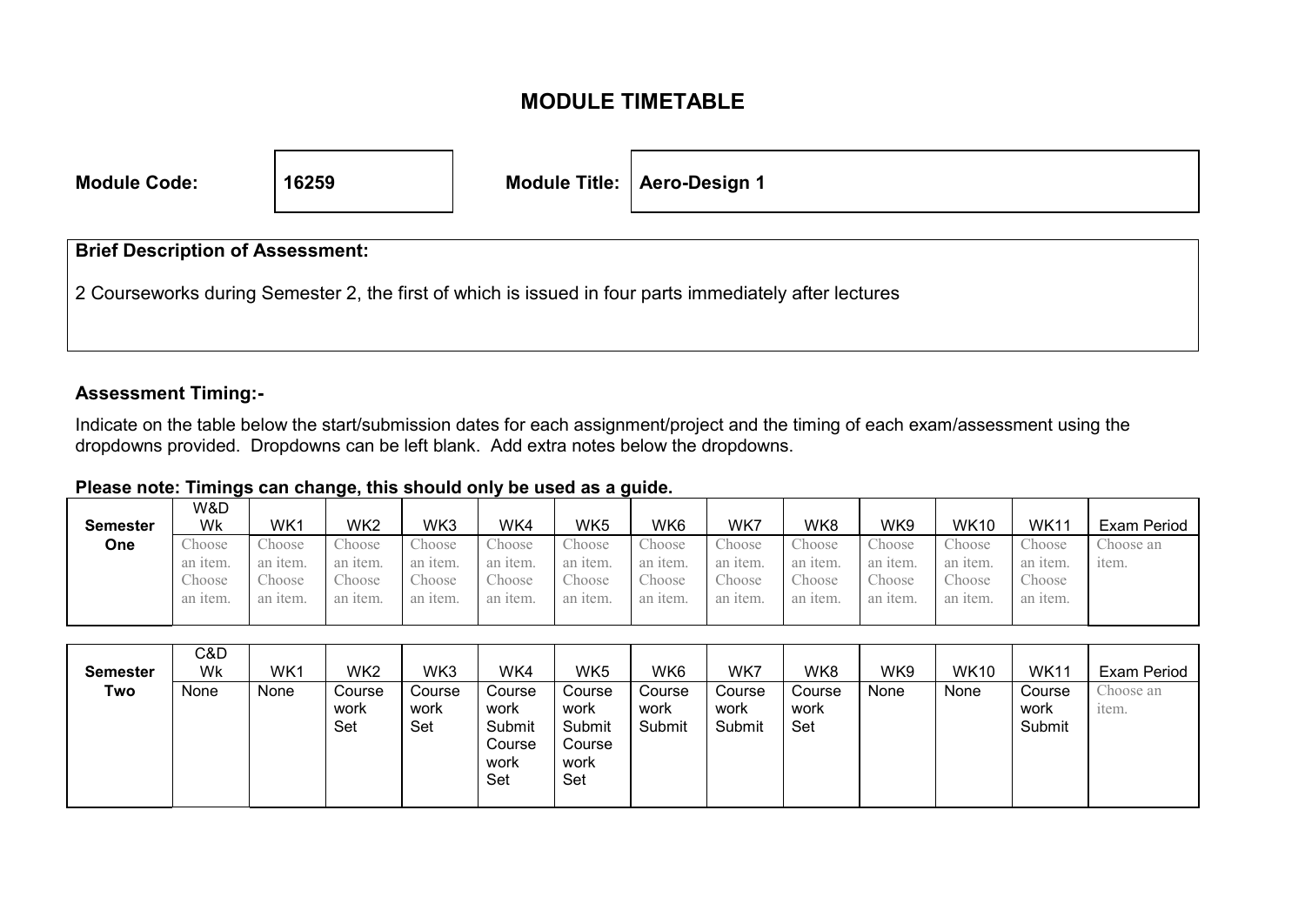# MODULE TIMETABLE

| Module Code: | 16259 | Module Title: | Aero-Design 1 |
|---|---|---|---|

**Brief Description of Assessment:**

2 Courseworks during Semester 2, the first of which is issued in four parts immediately after lectures

**Assessment Timing:-**

Indicate on the table below the start/submission dates for each assignment/project and the timing of each exam/assessment using the dropdowns provided. Dropdowns can be left blank. Add extra notes below the dropdowns.

**Please note: Timings can change, this should only be used as a guide.**

| Semester One | W&D Wk | WK1 | WK2 | WK3 | WK4 | WK5 | WK6 | WK7 | WK8 | WK9 | WK10 | WK11 | Exam Period |
|---|---|---|---|---|---|---|---|---|---|---|---|---|---|
| | Choose an item. Choose an item. | Choose an item. Choose an item. | Choose an item. Choose an item. | Choose an item. Choose an item. | Choose an item. Choose an item. | Choose an item. Choose an item. | Choose an item. Choose an item. | Choose an item. Choose an item. | Choose an item. Choose an item. | Choose an item. Choose an item. | Choose an item. Choose an item. | Choose an item. Choose an item. | Choose an item. |

| Semester Two | C&D Wk | WK1 | WK2 | WK3 | WK4 | WK5 | WK6 | WK7 | WK8 | WK9 | WK10 | WK11 | Exam Period |
|---|---|---|---|---|---|---|---|---|---|---|---|---|---|
| | None | None | Course work Set | Course work Set | Course work Submit Course work Set | Course work Submit Course work Set | Course work Submit | Course work Submit | Course work Set | None | None | Course work Submit | Choose an item. |